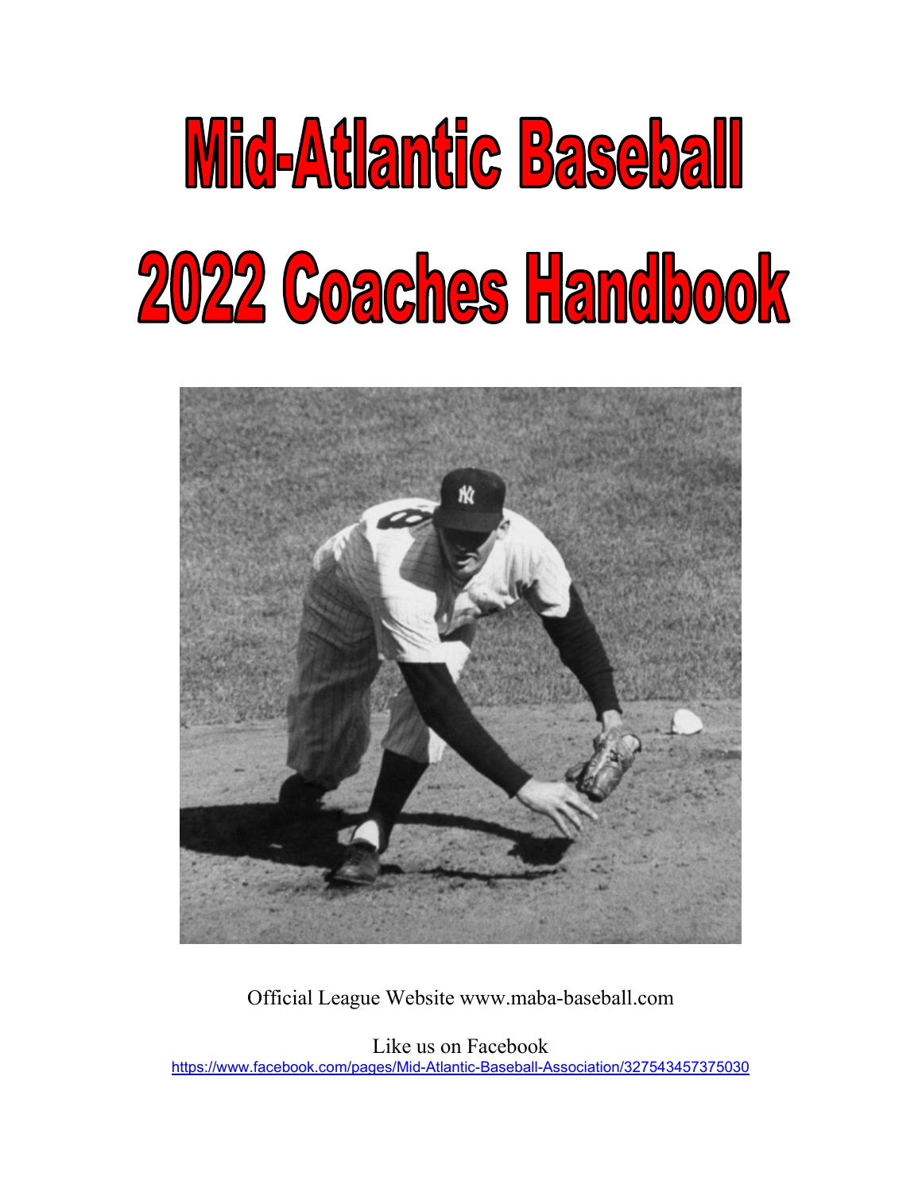# Mid-Atlantic Baseball

# 2022 Coaches Handbook

Official League Website www.maba-baseball.com

Like us on Facebook
https://www.facebook.com/pages/Mid-Atlantic-Baseball-Association/327543457375030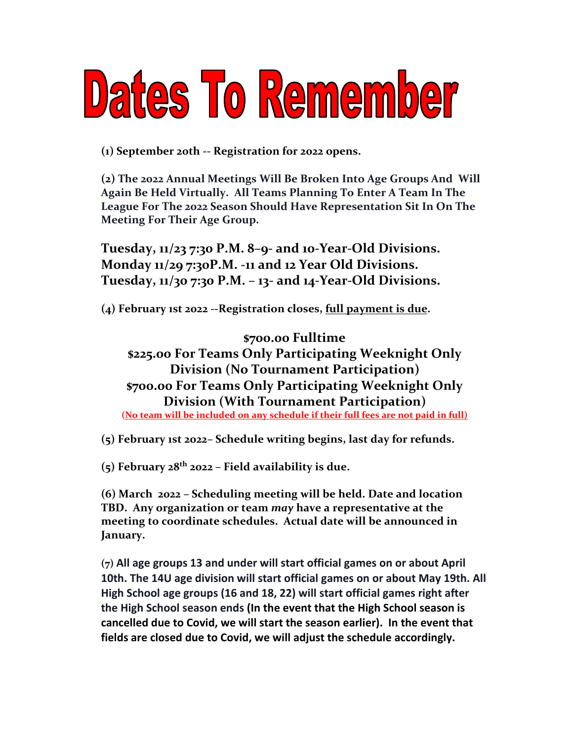# Dates To Remember

**(1) September 20th -- Registration for 2022 opens.**

**(2) The 2022 Annual Meetings Will Be Broken Into Age Groups And Will Again Be Held Virtually. All Teams Planning To Enter A Team In The League For The 2022 Season Should Have Representation Sit In On The Meeting For Their Age Group.**

**Tuesday, 11/23 7:30 P.M. 8–9- and 10-Year-Old Divisions.**
**Monday 11/29 7:30P.M. -11 and 12 Year Old Divisions.**
**Tuesday, 11/30 7:30 P.M. – 13- and 14-Year-Old Divisions.**

**(4) February 1st 2022 --Registration closes, <u>full payment is due</u>.**

**$700.00 Fulltime**
**$225.00 For Teams Only Participating Weeknight Only Division (No Tournament Participation)**
**$700.00 For Teams Only Participating Weeknight Only Division (With Tournament Participation)**
**<u>(No team will be included on any schedule if their full fees are not paid in full)</u>**

**(5) February 1st 2022– Schedule writing begins, last day for refunds.**

**(5) February 28th 2022 – Field availability is due.**

**(6) March 2022 – Scheduling meeting will be held. Date and location TBD. Any organization or team *may* have a representative at the meeting to coordinate schedules. Actual date will be announced in January.**

**(7) All age groups 13 and under will start official games on or about April 10th. The 14U age division will start official games on or about May 19th. All High School age groups (16 and 18, 22) will start official games right after the High School season ends (In the event that the High School season is cancelled due to Covid, we will start the season earlier). In the event that fields are closed due to Covid, we will adjust the schedule accordingly.**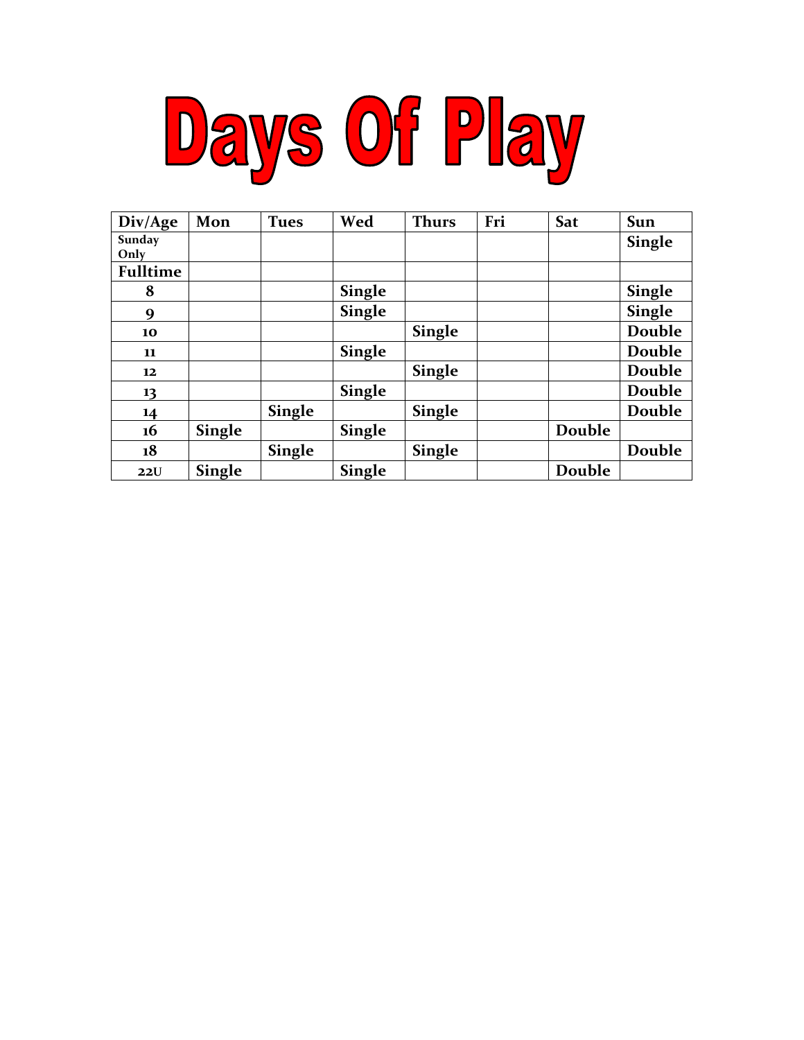# Days Of Play

| Div/Age | Mon | Tues | Wed | Thurs | Fri | Sat | Sun |
|---|---|---|---|---|---|---|---|
| Sunday Only | | | | | | | Single |
| Fulltime | | | | | | | |
| 8 | | | Single | | | | Single |
| 9 | | | Single | | | | Single |
| 10 | | | | Single | | | Double |
| 11 | | | Single | | | | Double |
| 12 | | | | Single | | | Double |
| 13 | | | Single | | | | Double |
| 14 | | Single | | Single | | | Double |
| 16 | Single | | Single | | | Double | |
| 18 | | Single | | Single | | | Double |
| 22U | Single | | Single | | | Double | |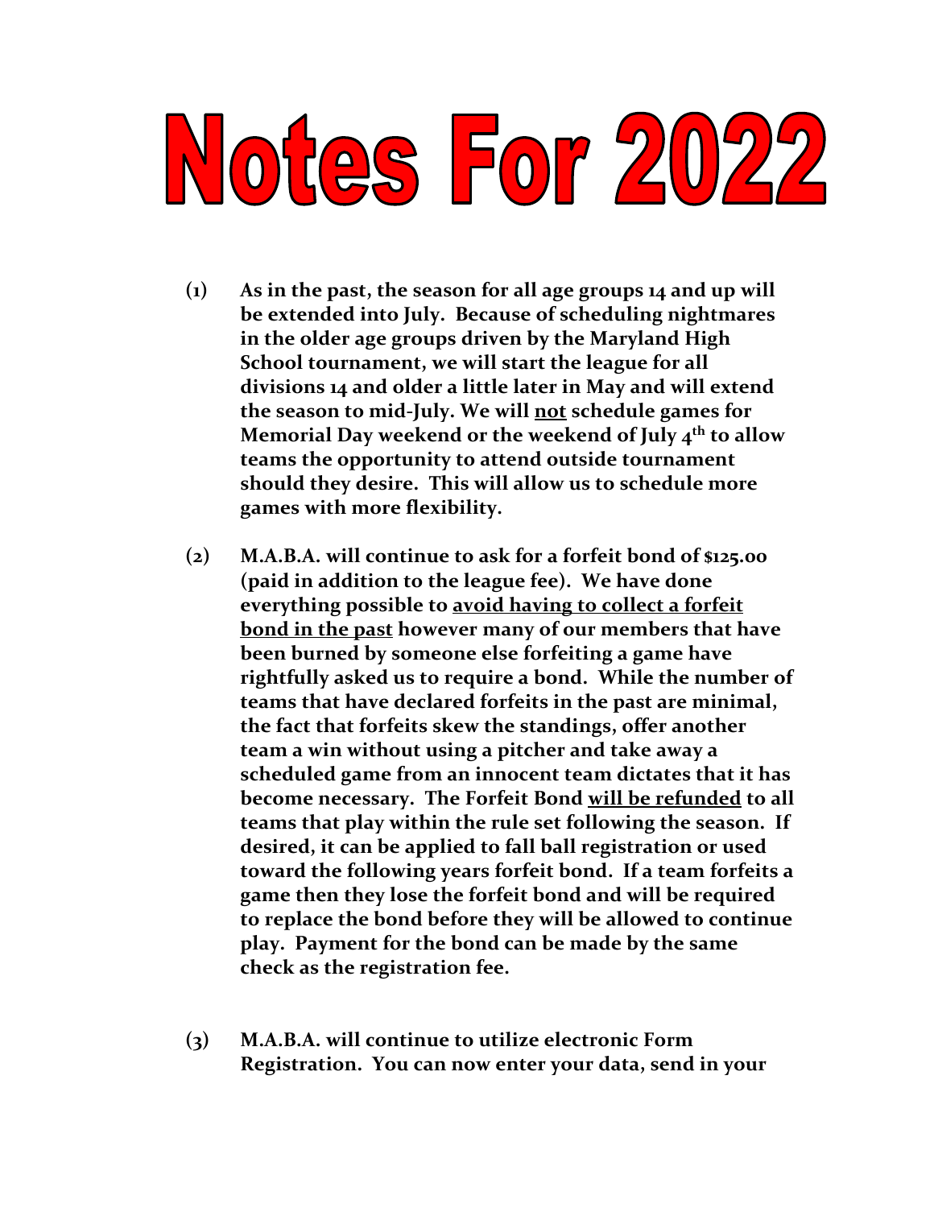# Notes For 2022

**(1) As in the past, the season for all age groups 14 and up will be extended into July. Because of scheduling nightmares in the older age groups driven by the Maryland High School tournament, we will start the league for all divisions 14 and older a little later in May and will extend the season to mid-July. We will <u>not</u> schedule games for Memorial Day weekend or the weekend of July 4th to allow teams the opportunity to attend outside tournament should they desire. This will allow us to schedule more games with more flexibility.**

**(2) M.A.B.A. will continue to ask for a forfeit bond of $125.00 (paid in addition to the league fee). We have done everything possible to <u>avoid having to collect a forfeit bond in the past</u> however many of our members that have been burned by someone else forfeiting a game have rightfully asked us to require a bond. While the number of teams that have declared forfeits in the past are minimal, the fact that forfeits skew the standings, offer another team a win without using a pitcher and take away a scheduled game from an innocent team dictates that it has become necessary. The Forfeit Bond <u>will be refunded</u> to all teams that play within the rule set following the season. If desired, it can be applied to fall ball registration or used toward the following years forfeit bond. If a team forfeits a game then they lose the forfeit bond and will be required to replace the bond before they will be allowed to continue play. Payment for the bond can be made by the same check as the registration fee.**

**(3) M.A.B.A. will continue to utilize electronic Form Registration. You can now enter your data, send in your**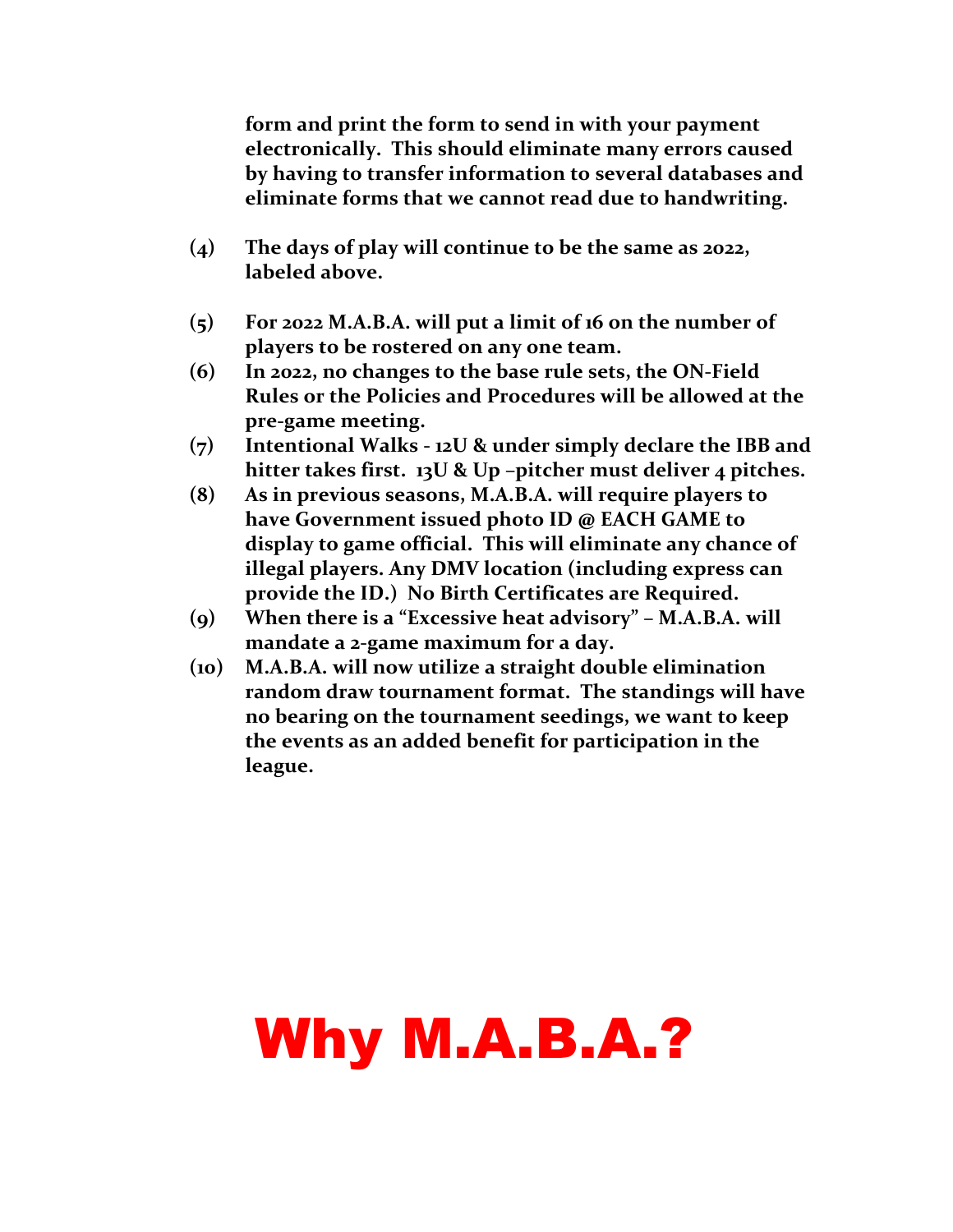**form and print the form to send in with your payment electronically. This should eliminate many errors caused by having to transfer information to several databases and eliminate forms that we cannot read due to handwriting.**

**(4) The days of play will continue to be the same as 2022, labeled above.**

**(5) For 2022 M.A.B.A. will put a limit of 16 on the number of players to be rostered on any one team.**

**(6) In 2022, no changes to the base rule sets, the ON-Field Rules or the Policies and Procedures will be allowed at the pre-game meeting.**

**(7) Intentional Walks - 12U & under simply declare the IBB and hitter takes first. 13U & Up –pitcher must deliver 4 pitches.**

**(8) As in previous seasons, M.A.B.A. will require players to have Government issued photo ID @ EACH GAME to display to game official. This will eliminate any chance of illegal players. Any DMV location (including express can provide the ID.) No Birth Certificates are Required.**

**(9) When there is a "Excessive heat advisory" – M.A.B.A. will mandate a 2-game maximum for a day.**

**(10) M.A.B.A. will now utilize a straight double elimination random draw tournament format. The standings will have no bearing on the tournament seedings, we want to keep the events as an added benefit for participation in the league.**

# Why M.A.B.A.?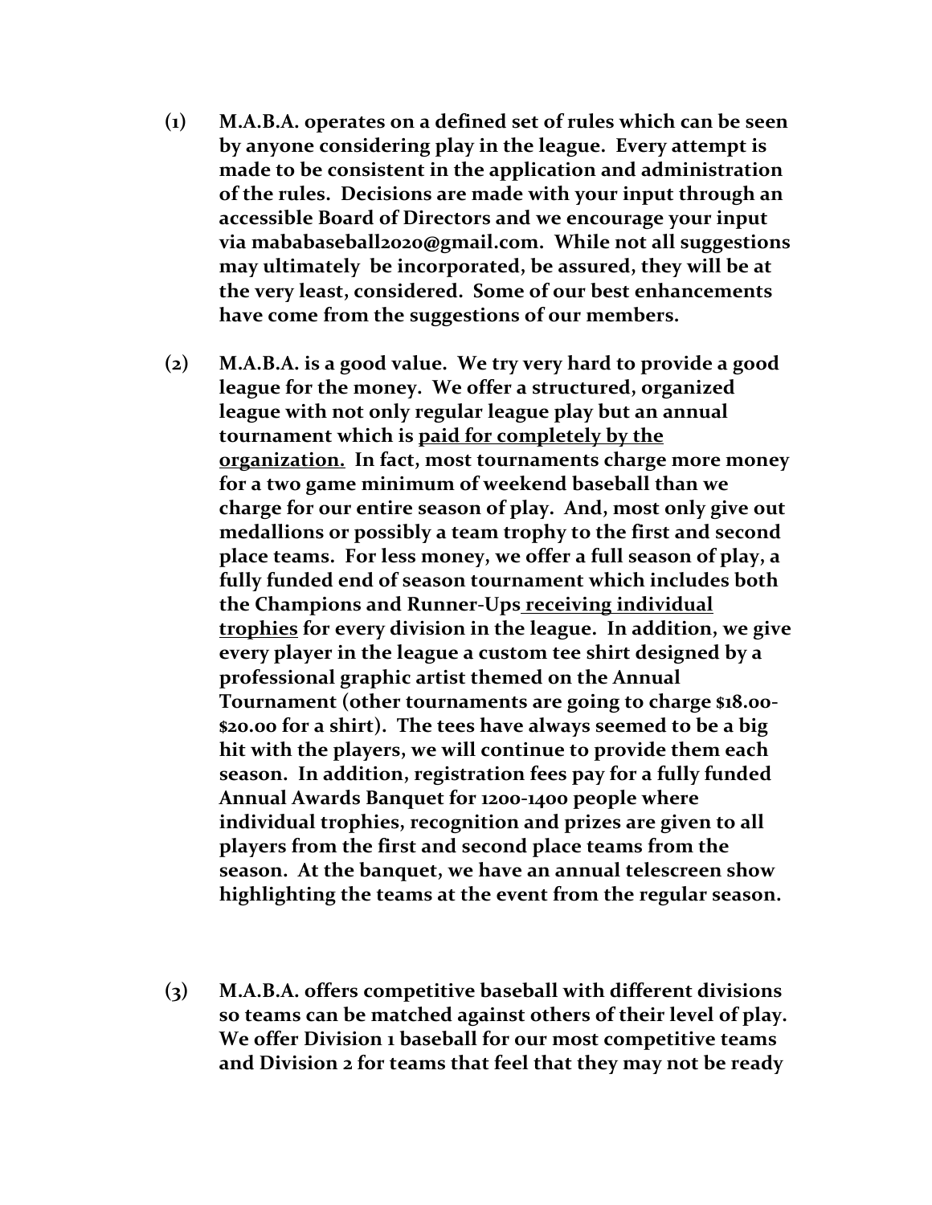**(1) M.A.B.A. operates on a defined set of rules which can be seen by anyone considering play in the league. Every attempt is made to be consistent in the application and administration of the rules. Decisions are made with your input through an accessible Board of Directors and we encourage your input via mababaseball2020@gmail.com. While not all suggestions may ultimately be incorporated, be assured, they will be at the very least, considered. Some of our best enhancements have come from the suggestions of our members.**

**(2) M.A.B.A. is a good value. We try very hard to provide a good league for the money. We offer a structured, organized league with not only regular league play but an annual tournament which is <u>paid for completely by the organization.</u> In fact, most tournaments charge more money for a two game minimum of weekend baseball than we charge for our entire season of play. And, most only give out medallions or possibly a team trophy to the first and second place teams. For less money, we offer a full season of play, a fully funded end of season tournament which includes both the Champions and Runner-Ups <u>receiving individual trophies</u> for every division in the league. In addition, we give every player in the league a custom tee shirt designed by a professional graphic artist themed on the Annual Tournament (other tournaments are going to charge $18.00-$20.00 for a shirt). The tees have always seemed to be a big hit with the players, we will continue to provide them each season. In addition, registration fees pay for a fully funded Annual Awards Banquet for 1200-1400 people where individual trophies, recognition and prizes are given to all players from the first and second place teams from the season. At the banquet, we have an annual telescreen show highlighting the teams at the event from the regular season.**

**(3) M.A.B.A. offers competitive baseball with different divisions so teams can be matched against others of their level of play. We offer Division 1 baseball for our most competitive teams and Division 2 for teams that feel that they may not be ready**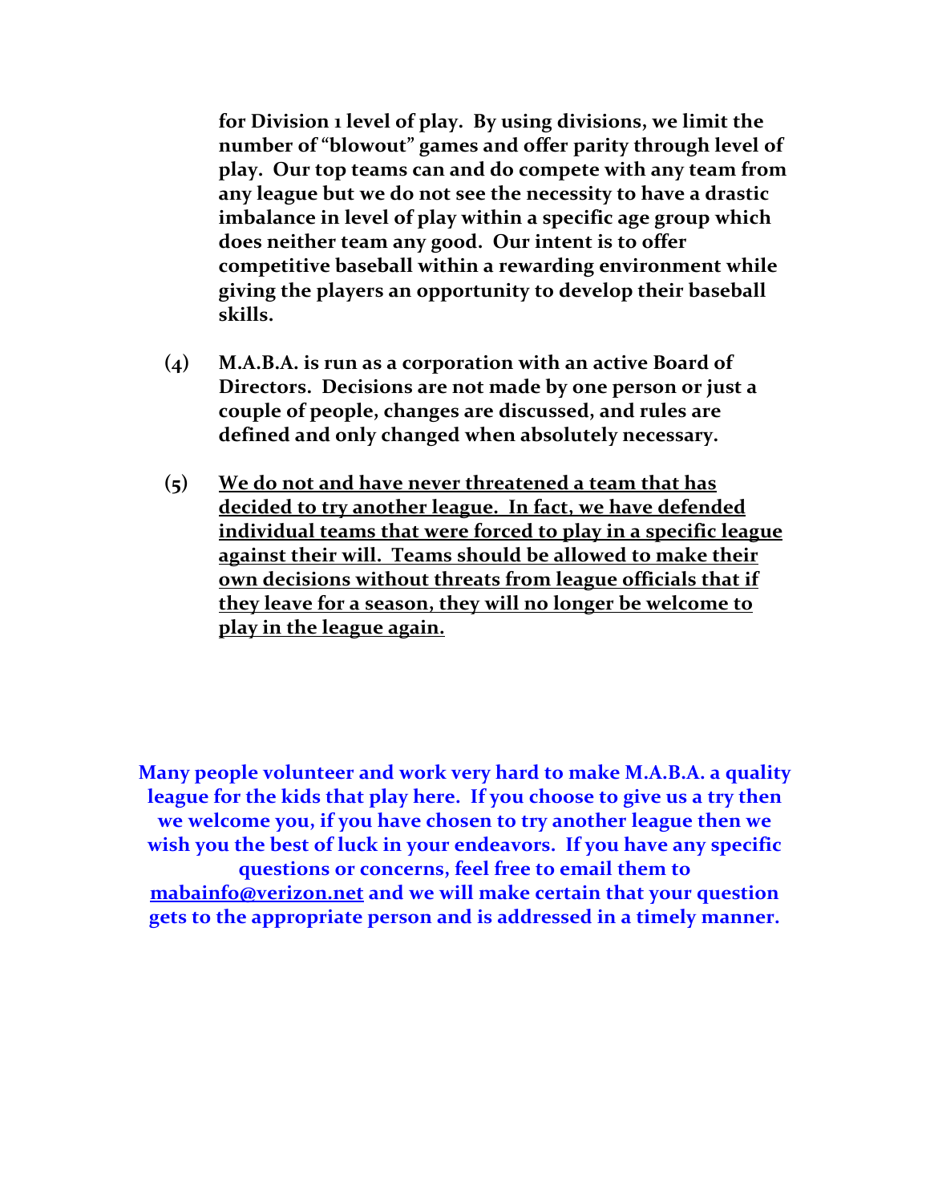**for Division 1 level of play. By using divisions, we limit the number of "blowout" games and offer parity through level of play. Our top teams can and do compete with any team from any league but we do not see the necessity to have a drastic imbalance in level of play within a specific age group which does neither team any good. Our intent is to offer competitive baseball within a rewarding environment while giving the players an opportunity to develop their baseball skills.**

**(4) M.A.B.A. is run as a corporation with an active Board of Directors. Decisions are not made by one person or just a couple of people, changes are discussed, and rules are defined and only changed when absolutely necessary.**

**(5) <u>We do not and have never threatened a team that has decided to try another league. In fact, we have defended individual teams that were forced to play in a specific league against their will. Teams should be allowed to make their own decisions without threats from league officials that if they leave for a season, they will no longer be welcome to play in the league again.</u>**

**Many people volunteer and work very hard to make M.A.B.A. a quality league for the kids that play here. If you choose to give us a try then we welcome you, if you have chosen to try another league then we wish you the best of luck in your endeavors. If you have any specific questions or concerns, feel free to email them to <u>mabainfo@verizon.net</u> and we will make certain that your question gets to the appropriate person and is addressed in a timely manner.**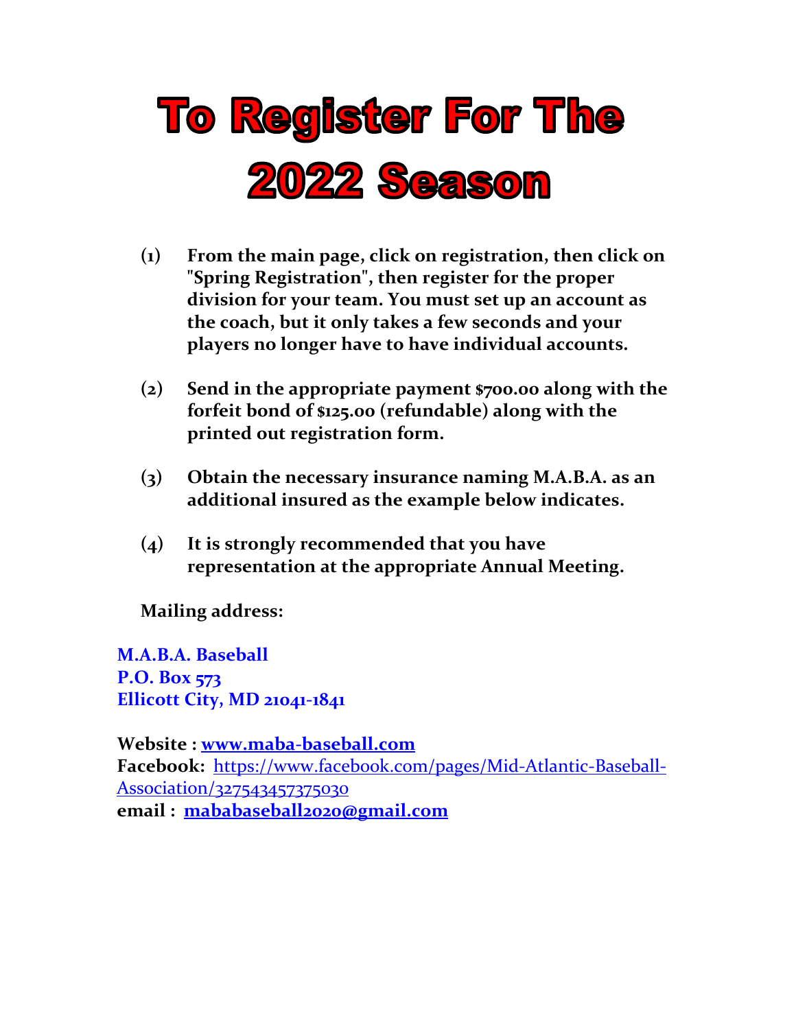# To Register For The 2022 Season

(1) **From the main page, click on registration, then click on "Spring Registration", then register for the proper division for your team. You must set up an account as the coach, but it only takes a few seconds and your players no longer have to have individual accounts.**

(2) **Send in the appropriate payment $700.00 along with the forfeit bond of $125.00 (refundable) along with the printed out registration form.**

(3) **Obtain the necessary insurance naming M.A.B.A. as an additional insured as the example below indicates.**

(4) **It is strongly recommended that you have representation at the appropriate Annual Meeting.**

**Mailing address:**

**M.A.B.A. Baseball**
**P.O. Box 573**
**Ellicott City, MD 21041-1841**

**Website :** **www.maba-baseball.com**
**Facebook:** https://www.facebook.com/pages/Mid-Atlantic-Baseball-Association/327543457375030
**email :** **mababaseball2020@gmail.com**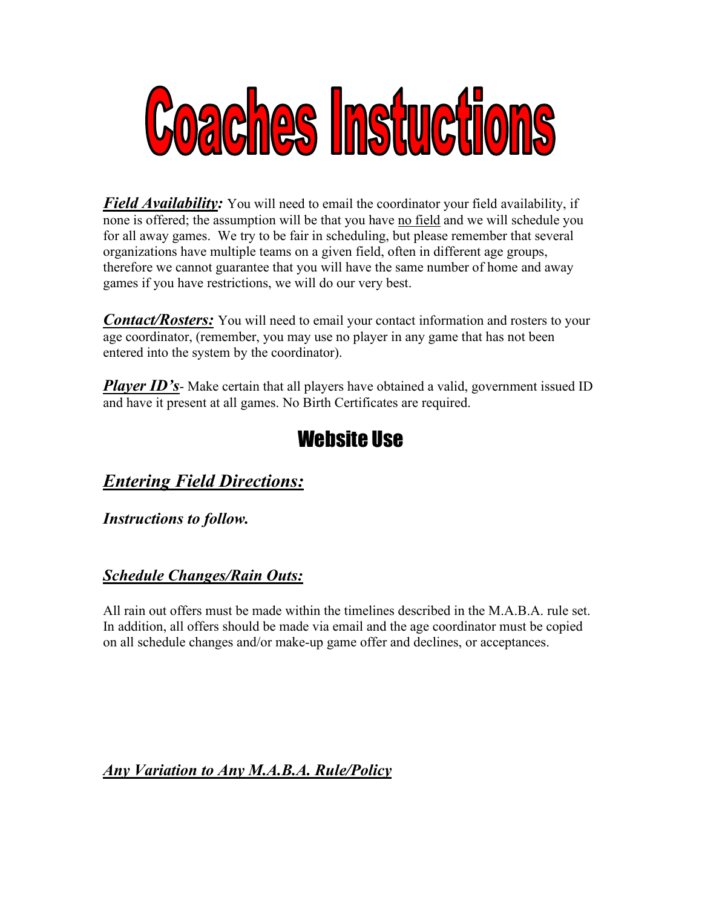# Coaches Instuctions

***Field Availability:*** You will need to email the coordinator your field availability, if none is offered; the assumption will be that you have no field and we will schedule you for all away games. We try to be fair in scheduling, but please remember that several organizations have multiple teams on a given field, often in different age groups, therefore we cannot guarantee that you will have the same number of home and away games if you have restrictions, we will do our very best.

***Contact/Rosters:*** You will need to email your contact information and rosters to your age coordinator, (remember, you may use no player in any game that has not been entered into the system by the coordinator).

***Player ID's***- Make certain that all players have obtained a valid, government issued ID and have it present at all games. No Birth Certificates are required.

## Website Use

### *Entering Field Directions:*

***Instructions to follow.***

### *Schedule Changes/Rain Outs:*

All rain out offers must be made within the timelines described in the M.A.B.A. rule set. In addition, all offers should be made via email and the age coordinator must be copied on all schedule changes and/or make-up game offer and declines, or acceptances.

### *Any Variation to Any M.A.B.A. Rule/Policy*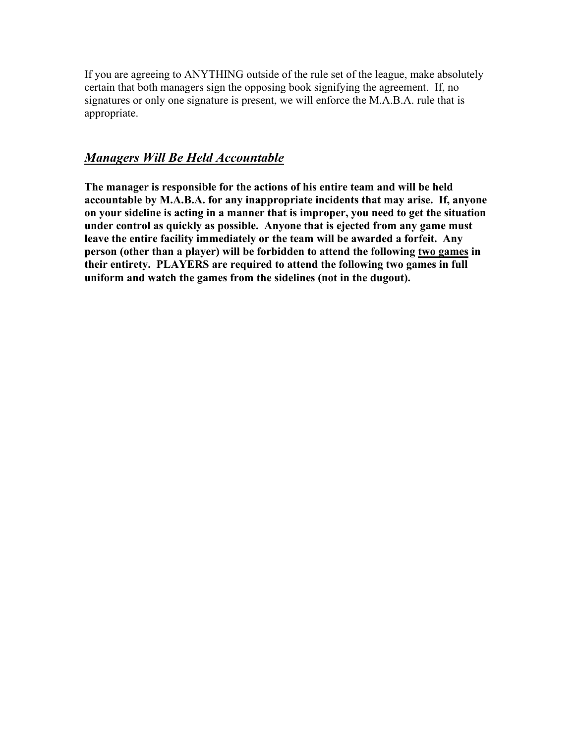If you are agreeing to ANYTHING outside of the rule set of the league, make absolutely certain that both managers sign the opposing book signifying the agreement. If, no signatures or only one signature is present, we will enforce the M.A.B.A. rule that is appropriate.

## ***Managers Will Be Held Accountable***

**The manager is responsible for the actions of his entire team and will be held accountable by M.A.B.A. for any inappropriate incidents that may arise. If, anyone on your sideline is acting in a manner that is improper, you need to get the situation under control as quickly as possible. Anyone that is ejected from any game must leave the entire facility immediately or the team will be awarded a forfeit. Any person (other than a player) will be forbidden to attend the following <u>two games</u> in their entirety. PLAYERS are required to attend the following two games in full uniform and watch the games from the sidelines (not in the dugout).**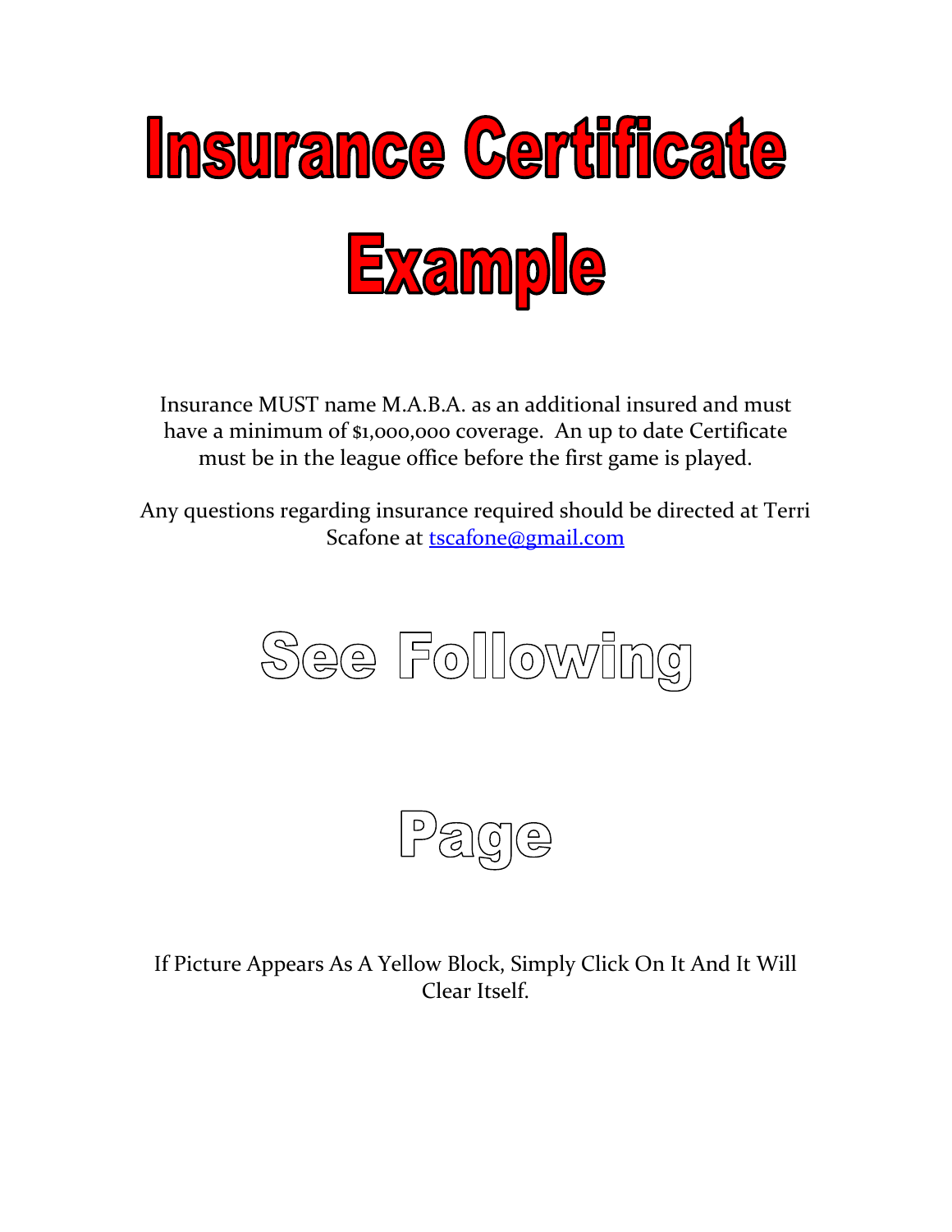# Insurance Certificate Example

Insurance MUST name M.A.B.A. as an additional insured and must have a minimum of $1,000,000 coverage. An up to date Certificate must be in the league office before the first game is played.

Any questions regarding insurance required should be directed at Terri Scafone at tscafone@gmail.com

## See Following

## Page

If Picture Appears As A Yellow Block, Simply Click On It And It Will Clear Itself.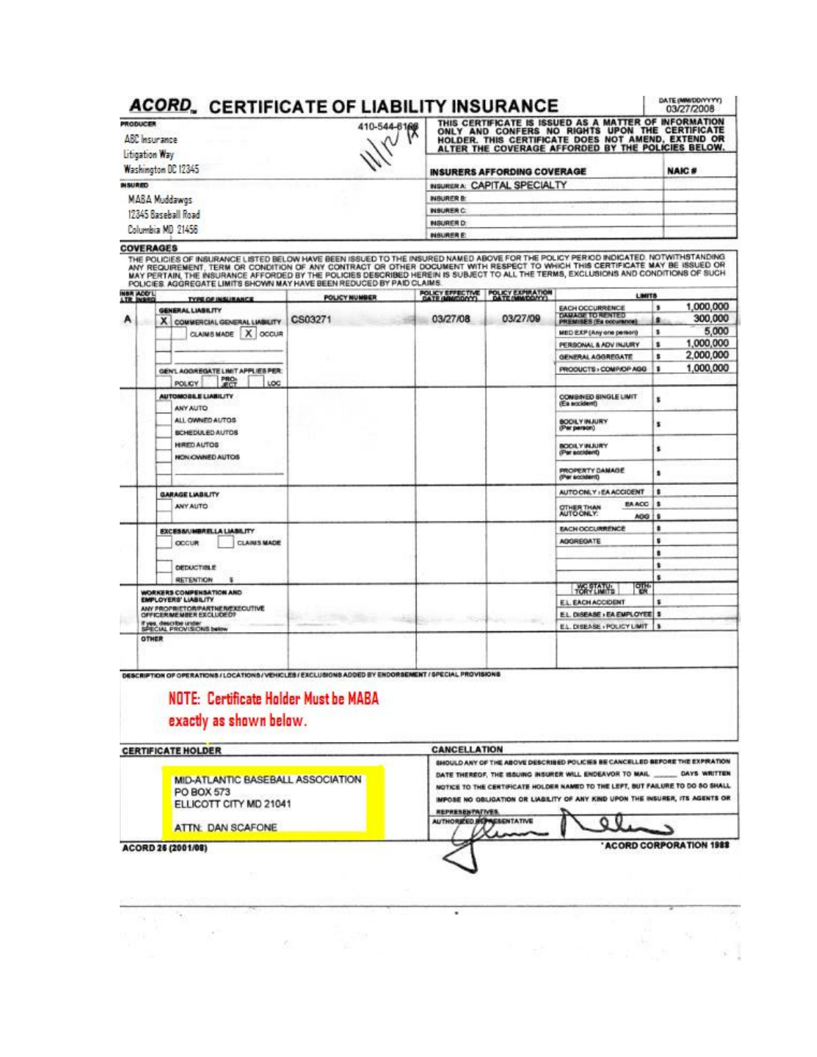# ACORD CERTIFICATE OF LIABILITY INSURANCE

DATE (MM/DD/YYYY) 03/27/2008

**PRODUCER** 410-544-6199

ABC Insurance
Litigation Way
Washington DC 12345

THIS CERTIFICATE IS ISSUED AS A MATTER OF INFORMATION ONLY AND CONFERS NO RIGHTS UPON THE CERTIFICATE HOLDER. THIS CERTIFICATE DOES NOT AMEND, EXTEND OR ALTER THE COVERAGE AFFORDED BY THE POLICIES BELOW.

**INSURED**

MABA Muddawgs
12345 Baseball Road
Columbia MD 21456

| INSURERS AFFORDING COVERAGE | NAIC # |
| --- | --- |
| INSURER A: CAPITAL SPECIALTY | |
| INSURER B: | |
| INSURER C: | |
| INSURER D: | |
| INSURER E: | |

## COVERAGES

THE POLICIES OF INSURANCE LISTED BELOW HAVE BEEN ISSUED TO THE INSURED NAMED ABOVE FOR THE POLICY PERIOD INDICATED. NOTWITHSTANDING ANY REQUIREMENT, TERM OR CONDITION OF ANY CONTRACT OR OTHER DOCUMENT WITH RESPECT TO WHICH THIS CERTIFICATE MAY BE ISSUED OR MAY PERTAIN, THE INSURANCE AFFORDED BY THE POLICIES DESCRIBED HEREIN IS SUBJECT TO ALL THE TERMS, EXCLUSIONS AND CONDITIONS OF SUCH POLICIES. AGGREGATE LIMITS SHOWN MAY HAVE BEEN REDUCED BY PAID CLAIMS.

| INSR LTR | ADD'L INSRD | TYPE OF INSURANCE | POLICY NUMBER | POLICY EFFECTIVE DATE (MM/DD/YY) | POLICY EXPIRATION DATE (MM/DD/YY) | LIMITS | |
| --- | --- | --- | --- | --- | --- | --- | --- |
| A | | GENERAL LIABILITY<br>X COMMERCIAL GENERAL LIABILITY<br>CLAIMS MADE X OCCUR<br>GEN'L AGGREGATE LIMIT APPLIES PER: POLICY PRO-JECT LOC | CS03271 | 03/27/08 | 03/27/09 | EACH OCCURRENCE | $ 1,000,000 |
| | | | | | | DAMAGE TO RENTED PREMISES (Ea occurence) | $ 300,000 |
| | | | | | | MED EXP (Any one person) | $ 5,000 |
| | | | | | | PERSONAL & ADV INJURY | $ 1,000,000 |
| | | | | | | GENERAL AGGREGATE | $ 2,000,000 |
| | | | | | | PRODUCTS - COMP/OP AGG | $ 1,000,000 |
| | | AUTOMOBILE LIABILITY<br>ANY AUTO<br>ALL OWNED AUTOS<br>SCHEDULED AUTOS<br>HIRED AUTOS<br>NON-OWNED AUTOS | | | | COMBINED SINGLE LIMIT (Ea accident) | $ |
| | | | | | | BODILY INJURY (Per person) | $ |
| | | | | | | BODILY INJURY (Per accident) | $ |
| | | | | | | PROPERTY DAMAGE (Per accident) | $ |
| | | GARAGE LIABILITY<br>ANY AUTO | | | | AUTO ONLY - EA ACCIDENT | $ |
| | | | | | | OTHER THAN AUTO ONLY: EA ACC | $ |
| | | | | | | AGG | $ |
| | | EXCESS/UMBRELLA LIABILITY<br>OCCUR CLAIMS MADE<br>DEDUCTIBLE<br>RETENTION $ | | | | EACH OCCURRENCE | $ |
| | | | | | | AGGREGATE | $ |
| | | | | | | | $ |
| | | | | | | | $ |
| | | | | | | | $ |
| | | WORKERS COMPENSATION AND EMPLOYERS' LIABILITY<br>ANY PROPRIETOR/PARTNER/EXECUTIVE OFFICER/MEMBER EXCLUDED?<br>If yes, describe under SPECIAL PROVISIONS below | | | | WC STATU-TORY LIMITS / OTH-ER | |
| | | | | | | E.L. EACH ACCIDENT | $ |
| | | | | | | E.L. DISEASE - EA EMPLOYEE | $ |
| | | | | | | E.L. DISEASE - POLICY LIMIT | $ |
| | | OTHER | | | | | |

DESCRIPTION OF OPERATIONS / LOCATIONS / VEHICLES / EXCLUSIONS ADDED BY ENDORSEMENT / SPECIAL PROVISIONS

**NOTE: Certificate Holder Must be MABA exactly as shown below.**

**CERTIFICATE HOLDER**

MID-ATLANTIC BASEBALL ASSOCIATION
PO BOX 573
ELLICOTT CITY MD 21041

ATTN: DAN SCAFONE

**CANCELLATION**

SHOULD ANY OF THE ABOVE DESCRIBED POLICIES BE CANCELLED BEFORE THE EXPIRATION DATE THEREOF, THE ISSUING INSURER WILL ENDEAVOR TO MAIL ____ DAYS WRITTEN NOTICE TO THE CERTIFICATE HOLDER NAMED TO THE LEFT, BUT FAILURE TO DO SO SHALL IMPOSE NO OBLIGATION OR LIABILITY OF ANY KIND UPON THE INSURER, ITS AGENTS OR REPRESENTATIVES.

AUTHORIZED REPRESENTATIVE

ACORD 25 (2001/08) ©ACORD CORPORATION 1988